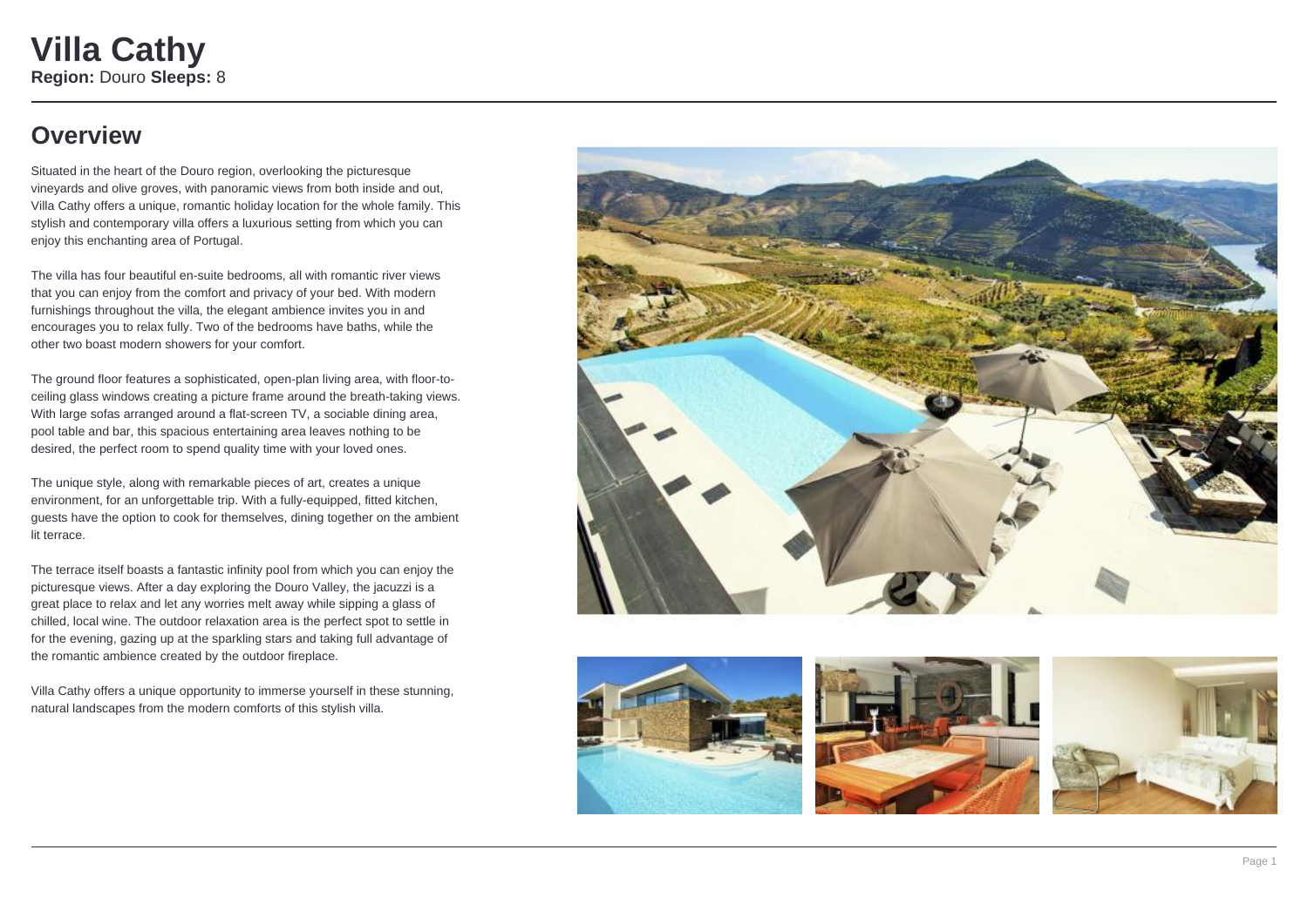# Villa Cathy

**Region:** Douro **Sleeps:** 8

## Overview

Situated in the heart of the Douro region, overlooking the picturesque vineyards and olive groves, with panoramic views from both inside and out, Villa Cathy offers a unique, romantic holiday location for the whole family. This stylish and contemporary villa offers a luxurious setting from which you can enjoy this enchanting area of Portugal.

The villa has four beautiful en-suite bedrooms, all with romantic river views that you can enjoy from the comfort and privacy of your bed. With modern furnishings throughout the villa, the elegant ambience invites you in and encourages you to relax fully. Two of the bedrooms have baths, while the other two boast modern showers for your comfort.

The ground floor features a sophisticated, open-plan living area, with floor-to-ceiling glass windows creating a picture frame around the breath-taking views. With large sofas arranged around a flat-screen TV, a sociable dining area, pool table and bar, this spacious entertaining area leaves nothing to be desired, the perfect room to spend quality time with your loved ones.

The unique style, along with remarkable pieces of art, creates a unique environment, for an unforgettable trip. With a fully-equipped, fitted kitchen, guests have the option to cook for themselves, dining together on the ambient lit terrace.

The terrace itself boasts a fantastic infinity pool from which you can enjoy the picturesque views. After a day exploring the Douro Valley, the jacuzzi is a great place to relax and let any worries melt away while sipping a glass of chilled, local wine. The outdoor relaxation area is the perfect spot to settle in for the evening, gazing up at the sparkling stars and taking full advantage of the romantic ambience created by the outdoor fireplace.

Villa Cathy offers a unique opportunity to immerse yourself in these stunning, natural landscapes from the modern comforts of this stylish villa.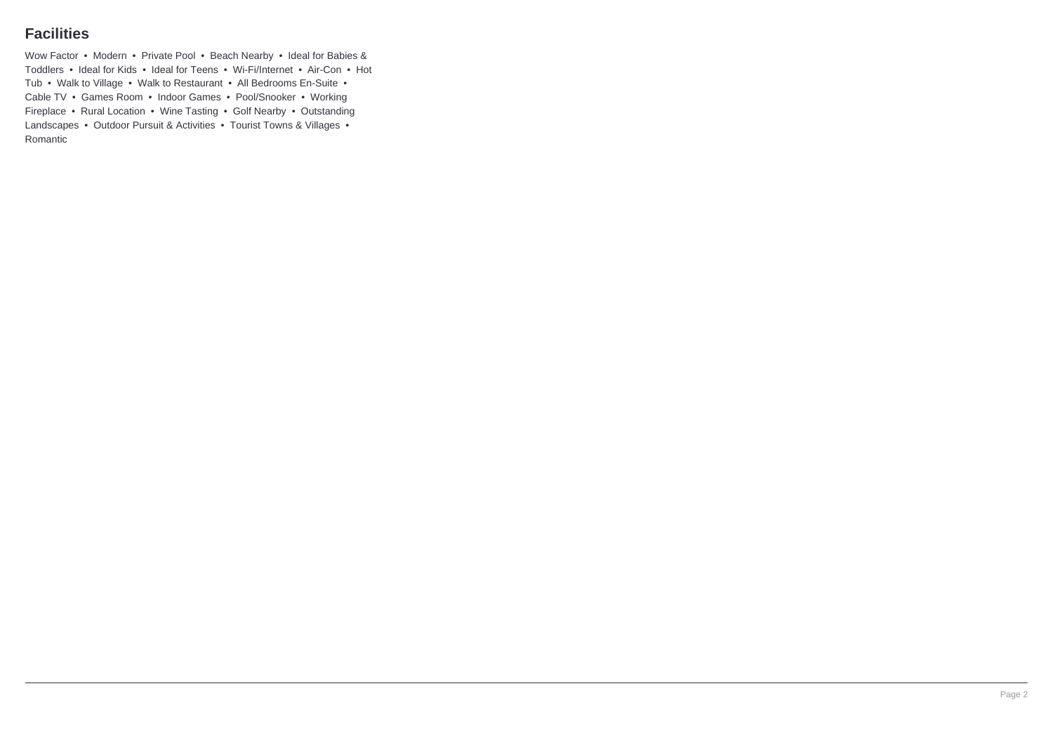## Facilities

Wow Factor • Modern • Private Pool • Beach Nearby • Ideal for Babies & Toddlers • Ideal for Kids • Ideal for Teens • Wi-Fi/Internet • Air-Con • Hot Tub • Walk to Village • Walk to Restaurant • All Bedrooms En-Suite • Cable TV • Games Room • Indoor Games • Pool/Snooker • Working Fireplace • Rural Location • Wine Tasting • Golf Nearby • Outstanding Landscapes • Outdoor Pursuit & Activities • Tourist Towns & Villages • Romantic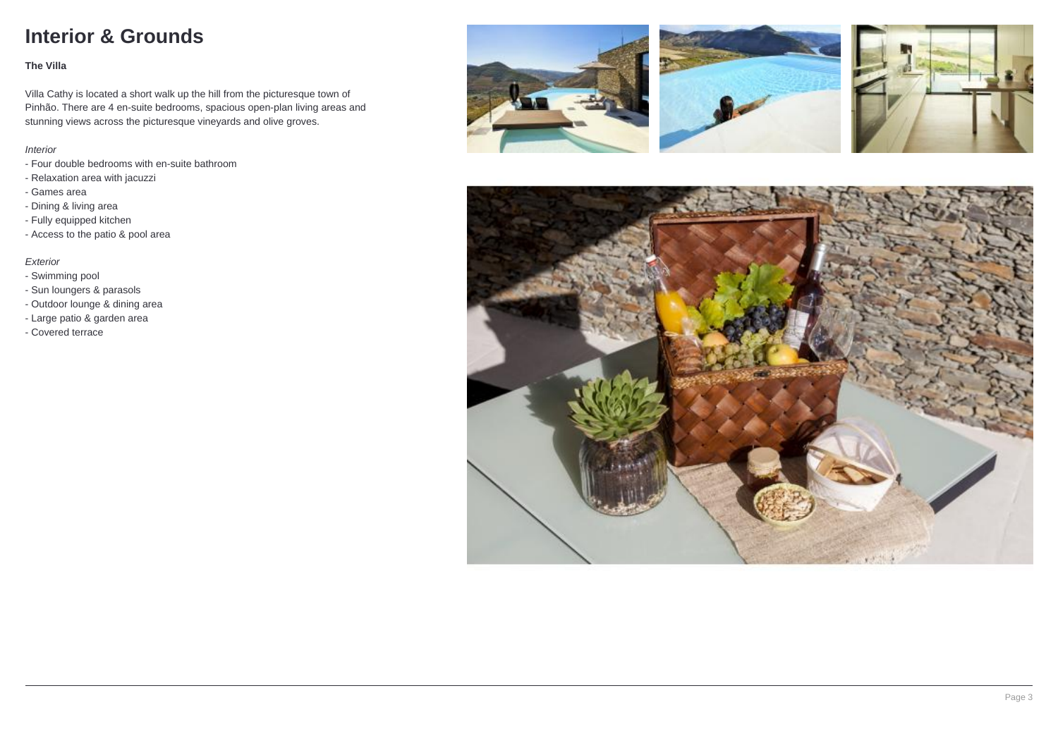# Interior & Grounds

**The Villa**

Villa Cathy is located a short walk up the hill from the picturesque town of Pinhão. There are 4 en-suite bedrooms, spacious open-plan living areas and stunning views across the picturesque vineyards and olive groves.

*Interior*

- Four double bedrooms with en-suite bathroom
- Relaxation area with jacuzzi
- Games area
- Dining & living area
- Fully equipped kitchen
- Access to the patio & pool area

*Exterior*

- Swimming pool
- Sun loungers & parasols
- Outdoor lounge & dining area
- Large patio & garden area
- Covered terrace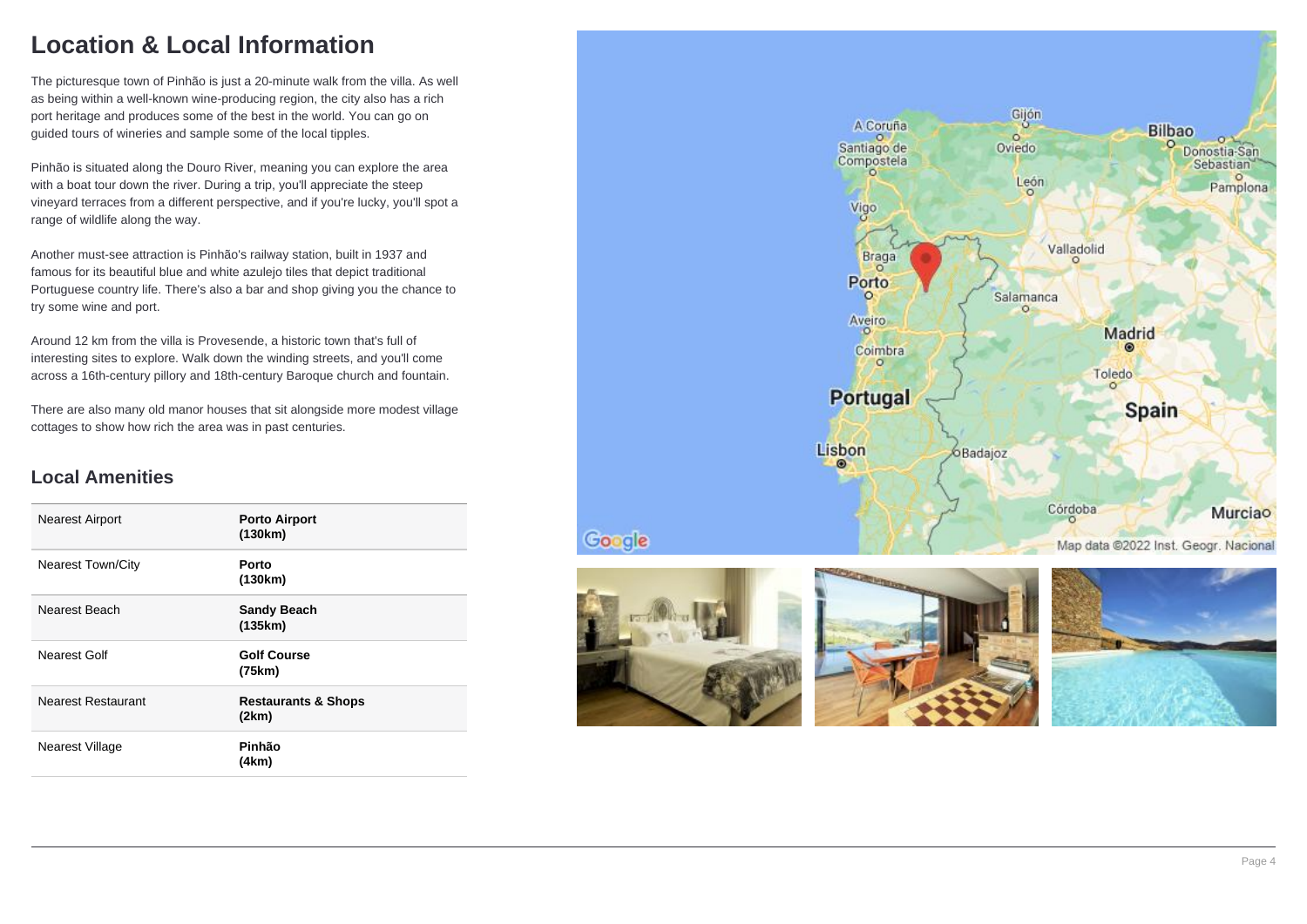# Location & Local Information

The picturesque town of Pinhão is just a 20-minute walk from the villa. As well as being within a well-known wine-producing region, the city also has a rich port heritage and produces some of the best in the world. You can go on guided tours of wineries and sample some of the local tipples.

Pinhão is situated along the Douro River, meaning you can explore the area with a boat tour down the river. During a trip, you'll appreciate the steep vineyard terraces from a different perspective, and if you're lucky, you'll spot a range of wildlife along the way.

Another must-see attraction is Pinhão's railway station, built in 1937 and famous for its beautiful blue and white azulejo tiles that depict traditional Portuguese country life. There's also a bar and shop giving you the chance to try some wine and port.

Around 12 km from the villa is Provesende, a historic town that's full of interesting sites to explore. Walk down the winding streets, and you'll come across a 16th-century pillory and 18th-century Baroque church and fountain.

There are also many old manor houses that sit alongside more modest village cottages to show how rich the area was in past centuries.

## Local Amenities

| | |
|---|---|
| Nearest Airport | **Porto Airport (130km)** |
| Nearest Town/City | **Porto (130km)** |
| Nearest Beach | **Sandy Beach (135km)** |
| Nearest Golf | **Golf Course (75km)** |
| Nearest Restaurant | **Restaurants & Shops (2km)** |
| Nearest Village | **Pinhão (4km)** |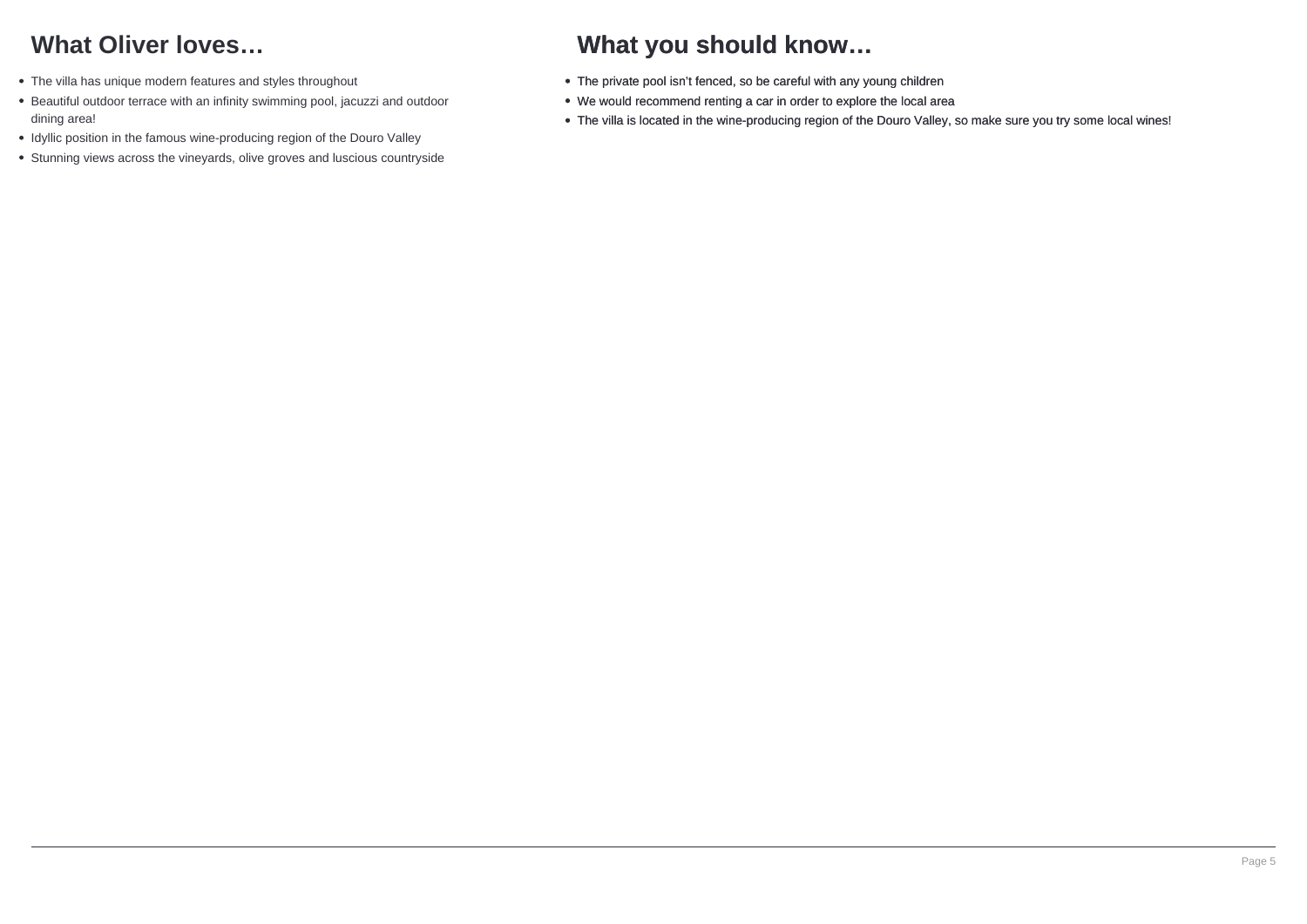## What Oliver loves…

- The villa has unique modern features and styles throughout
- Beautiful outdoor terrace with an infinity swimming pool, jacuzzi and outdoor dining area!
- Idyllic position in the famous wine-producing region of the Douro Valley
- Stunning views across the vineyards, olive groves and luscious countryside

## What you should know…

- The private pool isn't fenced, so be careful with any young children
- We would recommend renting a car in order to explore the local area
- The villa is located in the wine-producing region of the Douro Valley, so make sure you try some local wines!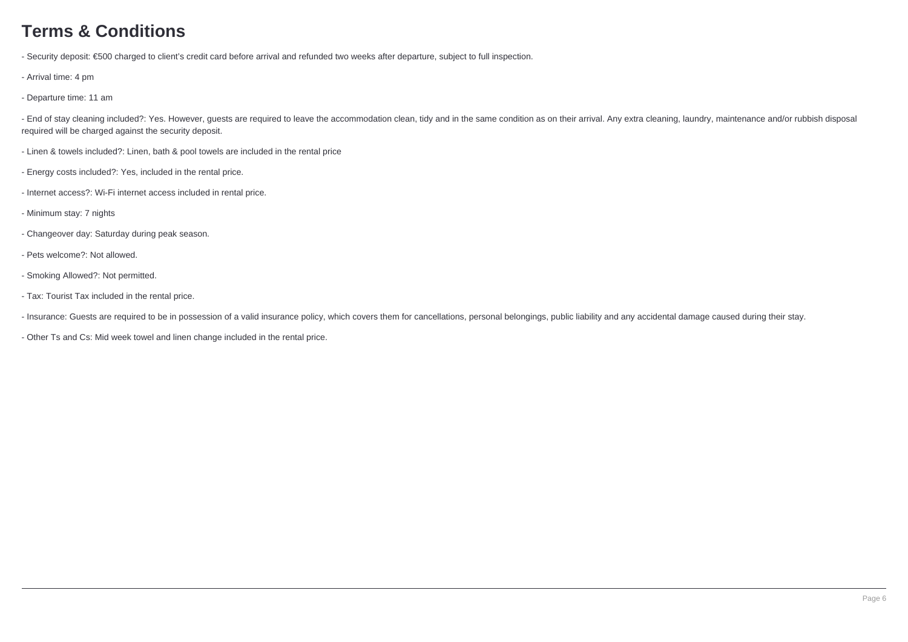# Terms & Conditions

- Security deposit: €500 charged to client's credit card before arrival and refunded two weeks after departure, subject to full inspection.

- Arrival time: 4 pm

- Departure time: 11 am

- End of stay cleaning included?: Yes. However, guests are required to leave the accommodation clean, tidy and in the same condition as on their arrival. Any extra cleaning, laundry, maintenance and/or rubbish disposal required will be charged against the security deposit.

- Linen & towels included?: Linen, bath & pool towels are included in the rental price

- Energy costs included?: Yes, included in the rental price.

- Internet access?: Wi-Fi internet access included in rental price.

- Minimum stay: 7 nights

- Changeover day: Saturday during peak season.

- Pets welcome?: Not allowed.

- Smoking Allowed?: Not permitted.

- Tax: Tourist Tax included in the rental price.

- Insurance: Guests are required to be in possession of a valid insurance policy, which covers them for cancellations, personal belongings, public liability and any accidental damage caused during their stay.

- Other Ts and Cs: Mid week towel and linen change included in the rental price.